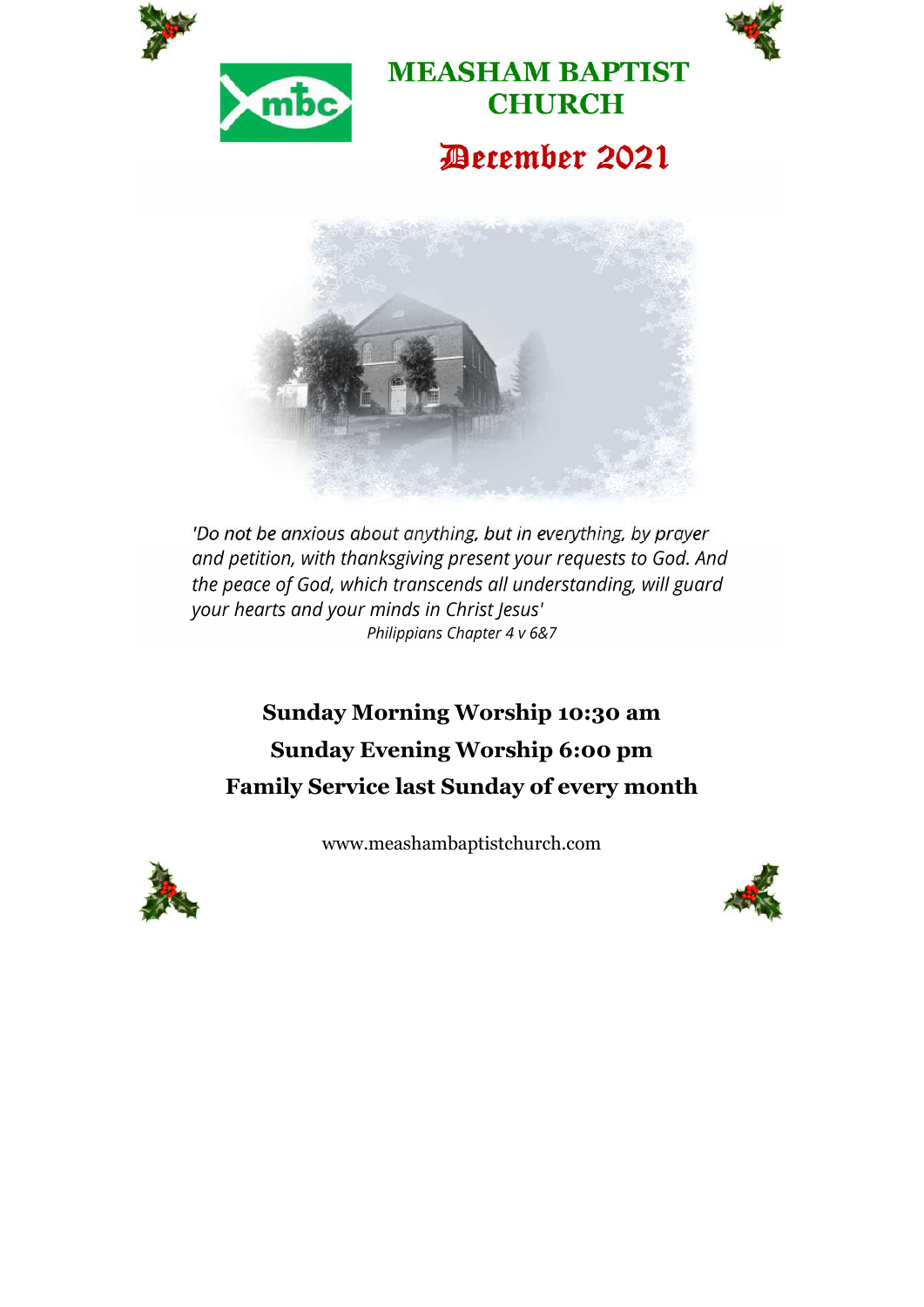# MEASHAM BAPTIST CHURCH

## December 2021

*'Do not be anxious about anything, but in everything, by prayer and petition, with thanksgiving present your requests to God. And the peace of God, which transcends all understanding, will guard your hearts and your minds in Christ Jesus'*

*Philippians Chapter 4 v 6&7*

**Sunday Morning Worship 10:30 am**

**Sunday Evening Worship 6:00 pm**

**Family Service last Sunday of every month**

www.meashambaptistchurch.com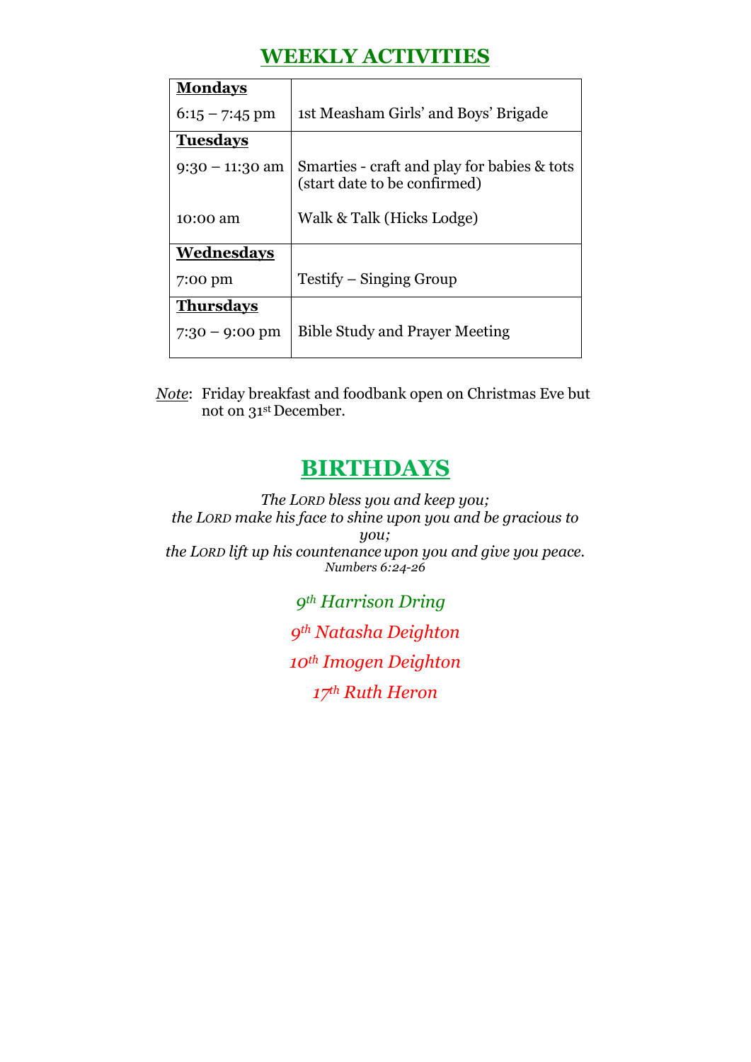## WEEKLY ACTIVITIES

| | |
|---|---|
| **Mondays** | |
| 6:15 – 7:45 pm | 1st Measham Girls' and Boys' Brigade |
| **Tuesdays** | |
| 9:30 – 11:30 am | Smarties - craft and play for babies & tots (start date to be confirmed) |
| 10:00 am | Walk & Talk (Hicks Lodge) |
| **Wednesdays** | |
| 7:00 pm | Testify – Singing Group |
| **Thursdays** | |
| 7:30 – 9:00 pm | Bible Study and Prayer Meeting |

*Note*: Friday breakfast and foodbank open on Christmas Eve but not on 31st December.

## BIRTHDAYS

*The LORD bless you and keep you;*
*the LORD make his face to shine upon you and be gracious to you;*
*the LORD lift up his countenance upon you and give you peace.*
*Numbers 6:24-26*

*9th Harrison Dring*

*9th Natasha Deighton*

*10th Imogen Deighton*

*17th Ruth Heron*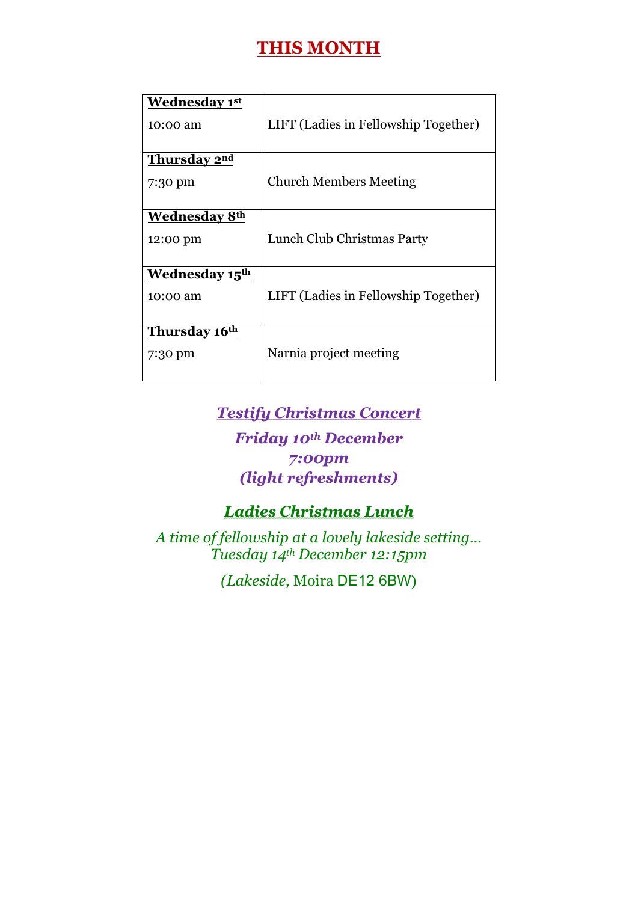# THIS MONTH

| | |
|---|---|
| **Wednesday 1st**<br>10:00 am | LIFT (Ladies in Fellowship Together) |
| **Thursday 2nd**<br>7:30 pm | Church Members Meeting |
| **Wednesday 8th**<br>12:00 pm | Lunch Club Christmas Party |
| **Wednesday 15th**<br>10:00 am | LIFT (Ladies in Fellowship Together) |
| **Thursday 16th**<br>7:30 pm | Narnia project meeting |

***Testify Christmas Concert***

***Friday 10th December***
***7:00pm***
***(light refreshments)***

***Ladies Christmas Lunch***

*A time of fellowship at a lovely lakeside setting…*
*Tuesday 14th December 12:15pm*

*(Lakeside,* Moira DE12 6BW)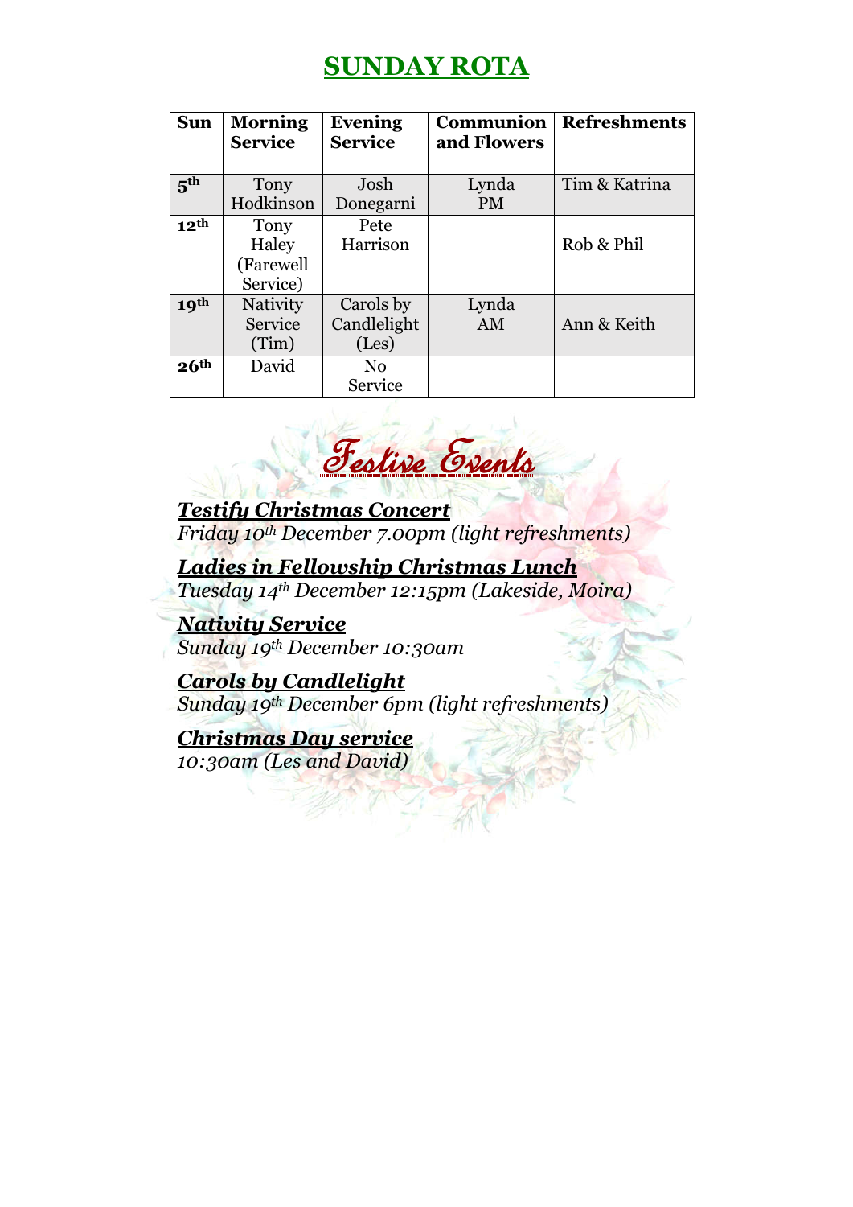# SUNDAY ROTA

| Sun | Morning Service | Evening Service | Communion and Flowers | Refreshments |
|---|---|---|---|---|
| 5th | Tony Hodkinson | Josh Donegarni | Lynda PM | Tim & Katrina |
| 12th | Tony Haley (Farewell Service) | Pete Harrison | | Rob & Phil |
| 19th | Nativity Service (Tim) | Carols by Candlelight (Les) | Lynda AM | Ann & Keith |
| 26th | David | No Service | | |

## Festive Events

***Testify Christmas Concert***
*Friday 10th December 7.00pm (light refreshments)*

***Ladies in Fellowship Christmas Lunch***
*Tuesday 14th December 12:15pm (Lakeside, Moira)*

***Nativity Service***
*Sunday 19th December 10:30am*

***Carols by Candlelight***
*Sunday 19th December 6pm (light refreshments)*

***Christmas Day service***
*10:30am (Les and David)*